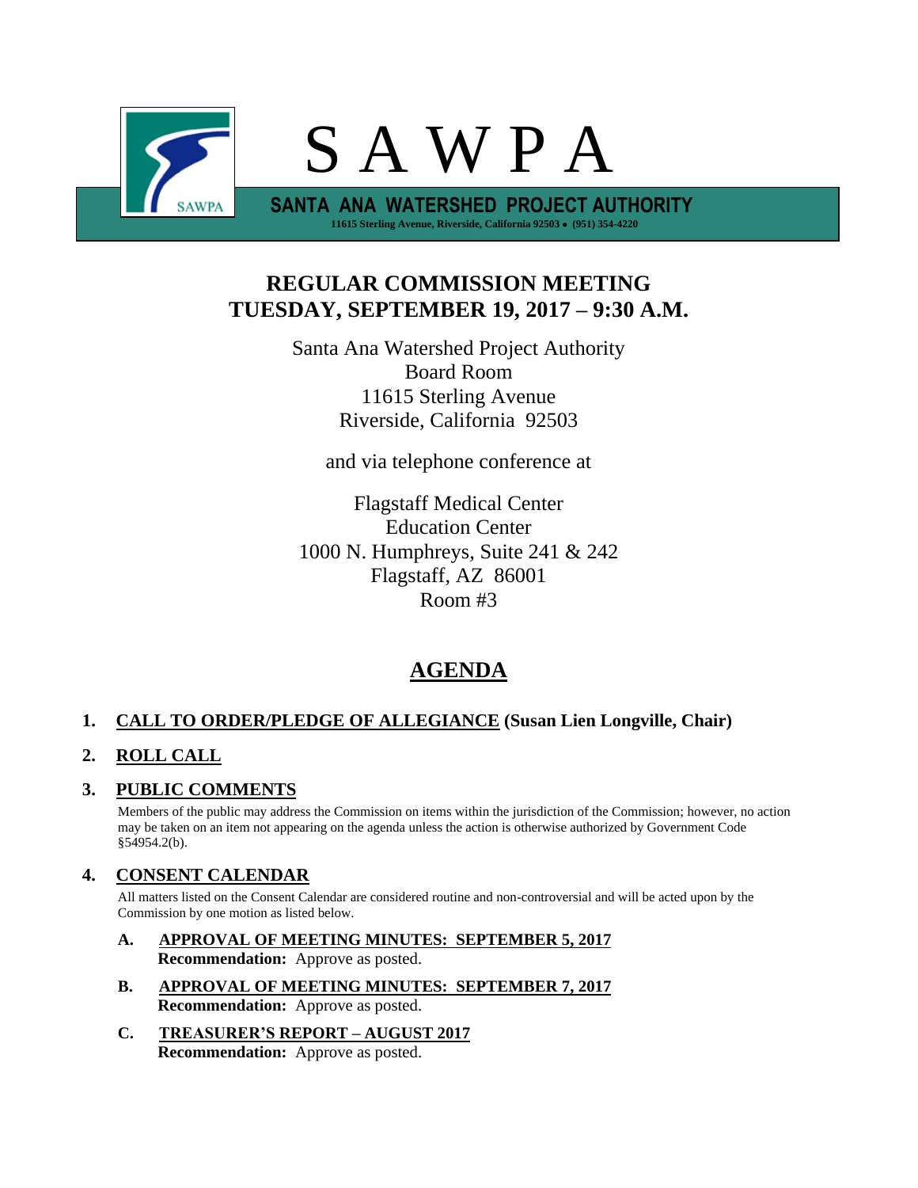# S A W P A

**SANTA ANA WATERSHED PROJECT AUTHORITY**

**11615 Sterling Avenue, Riverside, California 92503 • (951) 354-4220**

## REGULAR COMMISSION MEETING
## TUESDAY, SEPTEMBER 19, 2017 – 9:30 A.M.

Santa Ana Watershed Project Authority
Board Room
11615 Sterling Avenue
Riverside, California 92503

and via telephone conference at

Flagstaff Medical Center
Education Center
1000 N. Humphreys, Suite 241 & 242
Flagstaff, AZ 86001
Room #3

## AGENDA

**1. CALL TO ORDER/PLEDGE OF ALLEGIANCE (Susan Lien Longville, Chair)**

**2. ROLL CALL**

**3. PUBLIC COMMENTS**

Members of the public may address the Commission on items within the jurisdiction of the Commission; however, no action may be taken on an item not appearing on the agenda unless the action is otherwise authorized by Government Code §54954.2(b).

**4. CONSENT CALENDAR**

All matters listed on the Consent Calendar are considered routine and non-controversial and will be acted upon by the Commission by one motion as listed below.

**A. APPROVAL OF MEETING MINUTES: SEPTEMBER 5, 2017**
**Recommendation:** Approve as posted.

**B. APPROVAL OF MEETING MINUTES: SEPTEMBER 7, 2017**
**Recommendation:** Approve as posted.

**C. TREASURER'S REPORT – AUGUST 2017**
**Recommendation:** Approve as posted.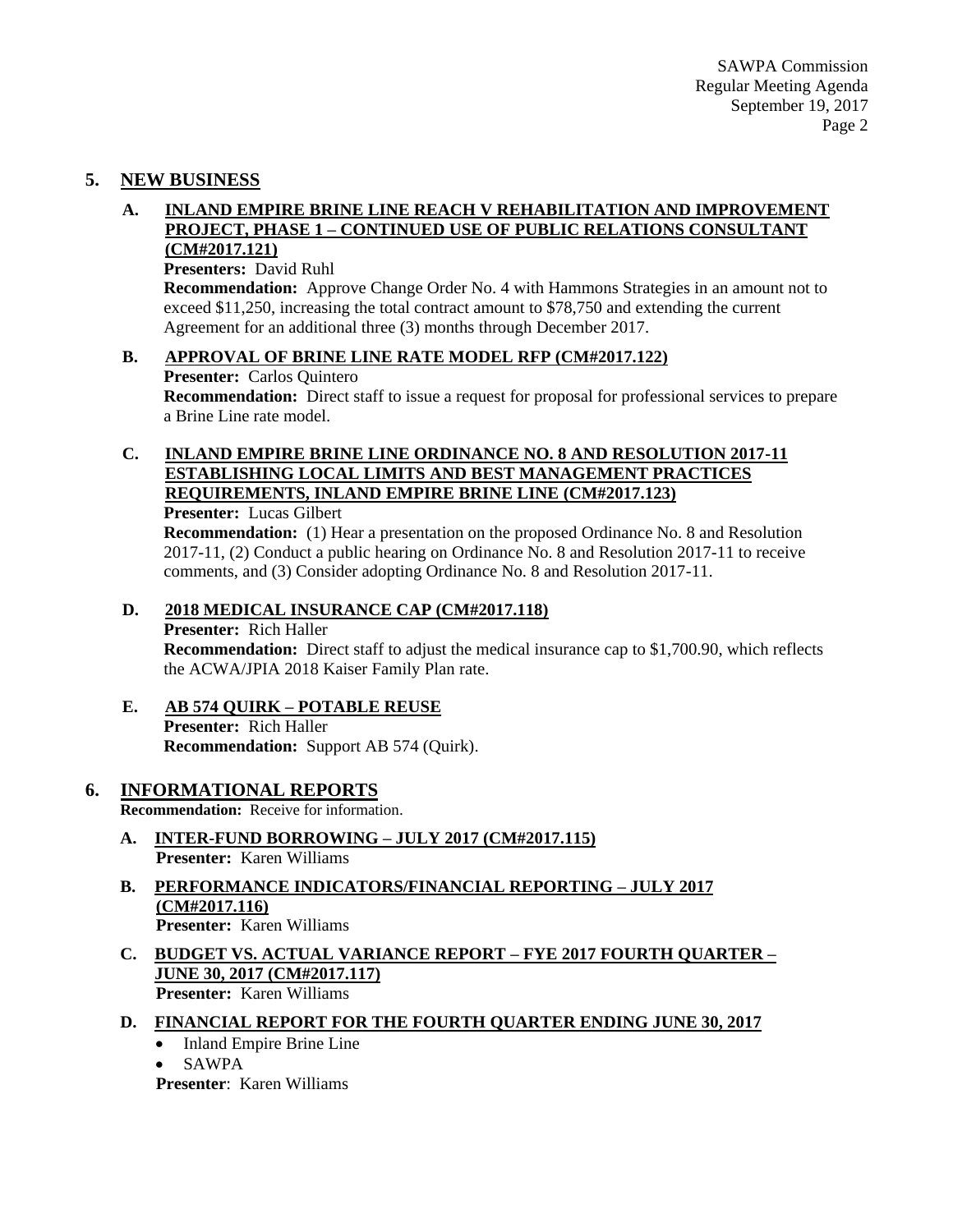## 5. NEW BUSINESS

### A. INLAND EMPIRE BRINE LINE REACH V REHABILITATION AND IMPROVEMENT PROJECT, PHASE 1 – CONTINUED USE OF PUBLIC RELATIONS CONSULTANT (CM#2017.121)

**Presenters:** David Ruhl

**Recommendation:** Approve Change Order No. 4 with Hammons Strategies in an amount not to exceed $11,250, increasing the total contract amount to $78,750 and extending the current Agreement for an additional three (3) months through December 2017.

### B. APPROVAL OF BRINE LINE RATE MODEL RFP (CM#2017.122)

**Presenter:** Carlos Quintero

**Recommendation:** Direct staff to issue a request for proposal for professional services to prepare a Brine Line rate model.

### C. INLAND EMPIRE BRINE LINE ORDINANCE NO. 8 AND RESOLUTION 2017-11 ESTABLISHING LOCAL LIMITS AND BEST MANAGEMENT PRACTICES REQUIREMENTS, INLAND EMPIRE BRINE LINE (CM#2017.123)

**Presenter:** Lucas Gilbert

**Recommendation:** (1) Hear a presentation on the proposed Ordinance No. 8 and Resolution 2017-11, (2) Conduct a public hearing on Ordinance No. 8 and Resolution 2017-11 to receive comments, and (3) Consider adopting Ordinance No. 8 and Resolution 2017-11.

### D. 2018 MEDICAL INSURANCE CAP (CM#2017.118)

**Presenter:** Rich Haller

**Recommendation:** Direct staff to adjust the medical insurance cap to $1,700.90, which reflects the ACWA/JPIA 2018 Kaiser Family Plan rate.

### E. AB 574 QUIRK – POTABLE REUSE

**Presenter:** Rich Haller

**Recommendation:** Support AB 574 (Quirk).

## 6. INFORMATIONAL REPORTS

**Recommendation:** Receive for information.

### A. INTER-FUND BORROWING – JULY 2017 (CM#2017.115)

**Presenter:** Karen Williams

### B. PERFORMANCE INDICATORS/FINANCIAL REPORTING – JULY 2017 (CM#2017.116)

**Presenter:** Karen Williams

### C. BUDGET VS. ACTUAL VARIANCE REPORT – FYE 2017 FOURTH QUARTER – JUNE 30, 2017 (CM#2017.117)

**Presenter:** Karen Williams

### D. FINANCIAL REPORT FOR THE FOURTH QUARTER ENDING JUNE 30, 2017

- Inland Empire Brine Line
- SAWPA

**Presenter**: Karen Williams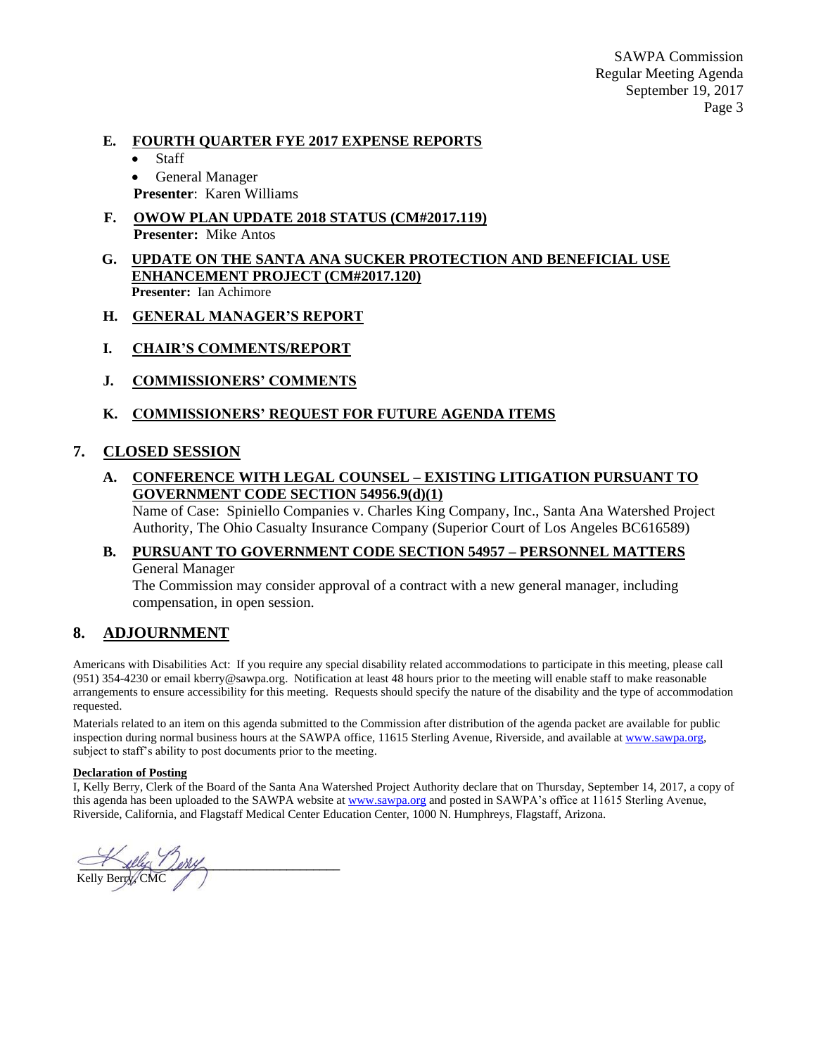**E. FOURTH QUARTER FYE 2017 EXPENSE REPORTS**

- Staff
- General Manager

**Presenter**: Karen Williams

**F. OWOW PLAN UPDATE 2018 STATUS (CM#2017.119)**

**Presenter:** Mike Antos

**G. UPDATE ON THE SANTA ANA SUCKER PROTECTION AND BENEFICIAL USE ENHANCEMENT PROJECT (CM#2017.120)**

**Presenter:** Ian Achimore

**H. GENERAL MANAGER'S REPORT**

**I. CHAIR'S COMMENTS/REPORT**

**J. COMMISSIONERS' COMMENTS**

**K. COMMISSIONERS' REQUEST FOR FUTURE AGENDA ITEMS**

## 7. CLOSED SESSION

**A. CONFERENCE WITH LEGAL COUNSEL – EXISTING LITIGATION PURSUANT TO GOVERNMENT CODE SECTION 54956.9(d)(1)**

Name of Case: Spiniello Companies v. Charles King Company, Inc., Santa Ana Watershed Project Authority, The Ohio Casualty Insurance Company (Superior Court of Los Angeles BC616589)

**B. PURSUANT TO GOVERNMENT CODE SECTION 54957 – PERSONNEL MATTERS**

General Manager

The Commission may consider approval of a contract with a new general manager, including compensation, in open session.

## 8. ADJOURNMENT

Americans with Disabilities Act: If you require any special disability related accommodations to participate in this meeting, please call (951) 354-4230 or email kberry@sawpa.org. Notification at least 48 hours prior to the meeting will enable staff to make reasonable arrangements to ensure accessibility for this meeting. Requests should specify the nature of the disability and the type of accommodation requested.

Materials related to an item on this agenda submitted to the Commission after distribution of the agenda packet are available for public inspection during normal business hours at the SAWPA office, 11615 Sterling Avenue, Riverside, and available at www.sawpa.org, subject to staff's ability to post documents prior to the meeting.

**Declaration of Posting**

I, Kelly Berry, Clerk of the Board of the Santa Ana Watershed Project Authority declare that on Thursday, September 14, 2017, a copy of this agenda has been uploaded to the SAWPA website at www.sawpa.org and posted in SAWPA's office at 11615 Sterling Avenue, Riverside, California, and Flagstaff Medical Center Education Center, 1000 N. Humphreys, Flagstaff, Arizona.

Kelly Berry, CMC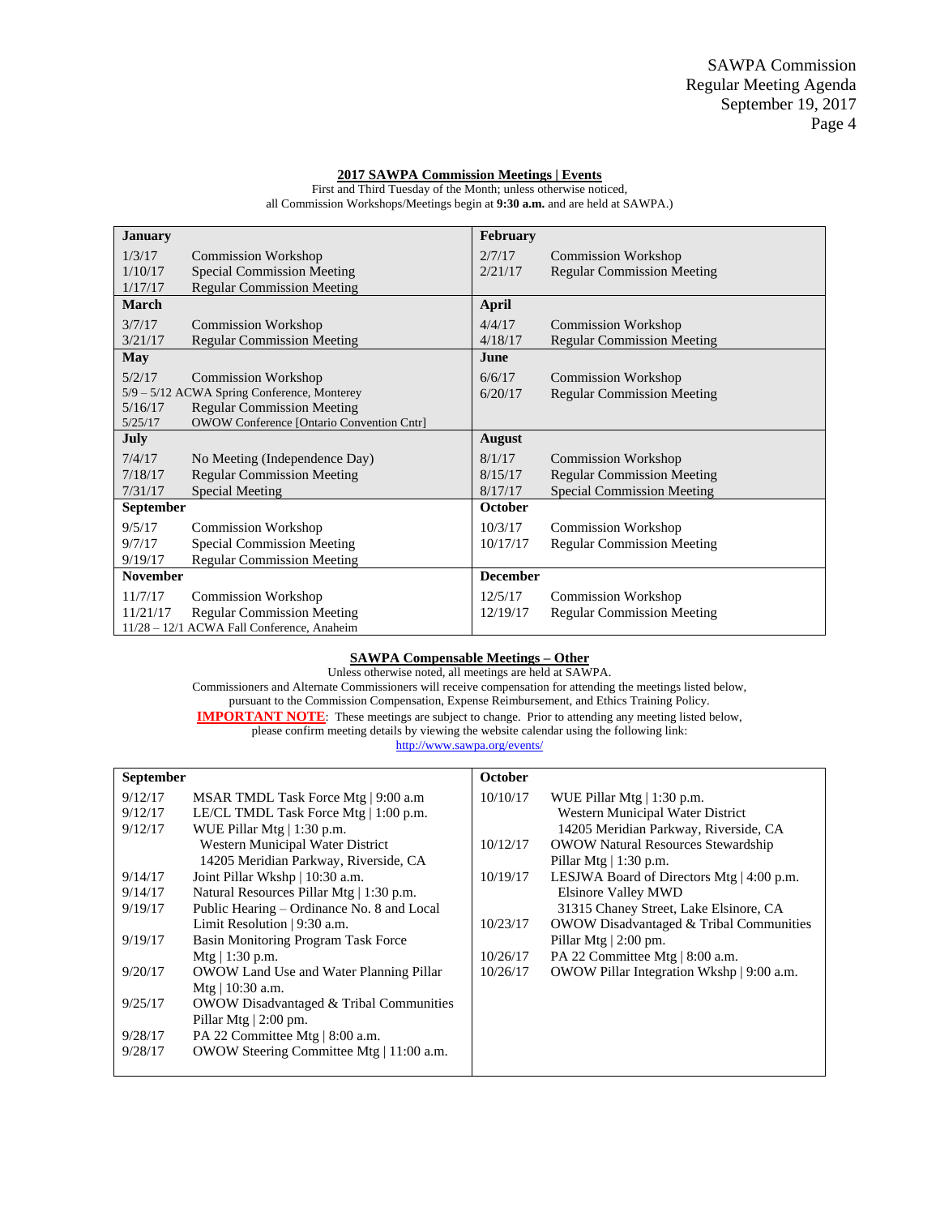## 2017 SAWPA Commission Meetings | Events

First and Third Tuesday of the Month; unless otherwise noticed, all Commission Workshops/Meetings begin at **9:30 a.m.** and are held at SAWPA.)

| | | | |
|---|---|---|---|
| **January** | | **February** | |
| 1/3/17 | Commission Workshop | 2/7/17 | Commission Workshop |
| 1/10/17 | Special Commission Meeting | 2/21/17 | Regular Commission Meeting |
| 1/17/17 | Regular Commission Meeting | | |
| **March** | | **April** | |
| 3/7/17 | Commission Workshop | 4/4/17 | Commission Workshop |
| 3/21/17 | Regular Commission Meeting | 4/18/17 | Regular Commission Meeting |
| **May** | | **June** | |
| 5/2/17 | Commission Workshop | 6/6/17 | Commission Workshop |
| 5/9 – 5/12 | ACWA Spring Conference, Monterey | 6/20/17 | Regular Commission Meeting |
| 5/16/17 | Regular Commission Meeting | | |
| 5/25/17 | OWOW Conference [Ontario Convention Cntr] | | |
| **July** | | **August** | |
| 7/4/17 | No Meeting (Independence Day) | 8/1/17 | Commission Workshop |
| 7/18/17 | Regular Commission Meeting | 8/15/17 | Regular Commission Meeting |
| 7/31/17 | Special Meeting | 8/17/17 | Special Commission Meeting |
| **September** | | **October** | |
| 9/5/17 | Commission Workshop | 10/3/17 | Commission Workshop |
| 9/7/17 | Special Commission Meeting | 10/17/17 | Regular Commission Meeting |
| 9/19/17 | Regular Commission Meeting | | |
| **November** | | **December** | |
| 11/7/17 | Commission Workshop | 12/5/17 | Commission Workshop |
| 11/21/17 | Regular Commission Meeting | 12/19/17 | Regular Commission Meeting |
| 11/28 – 12/1 | ACWA Fall Conference, Anaheim | | |

## SAWPA Compensable Meetings – Other

Unless otherwise noted, all meetings are held at SAWPA.
Commissioners and Alternate Commissioners will receive compensation for attending the meetings listed below, pursuant to the Commission Compensation, Expense Reimbursement, and Ethics Training Policy.
**IMPORTANT NOTE**: These meetings are subject to change. Prior to attending any meeting listed below, please confirm meeting details by viewing the website calendar using the following link:
http://www.sawpa.org/events/

| | | | |
|---|---|---|---|
| **September** | | **October** | |
| 9/12/17 | MSAR TMDL Task Force Mtg \| 9:00 a.m | 10/10/17 | WUE Pillar Mtg \| 1:30 p.m.<br>Western Municipal Water District<br>14205 Meridian Parkway, Riverside, CA |
| 9/12/17 | LE/CL TMDL Task Force Mtg \| 1:00 p.m. | 10/12/17 | OWOW Natural Resources Stewardship Pillar Mtg \| 1:30 p.m. |
| 9/12/17 | WUE Pillar Mtg \| 1:30 p.m.<br>Western Municipal Water District<br>14205 Meridian Parkway, Riverside, CA | 10/19/17 | LESJWA Board of Directors Mtg \| 4:00 p.m.<br>Elsinore Valley MWD<br>31315 Chaney Street, Lake Elsinore, CA |
| 9/14/17 | Joint Pillar Wkshp \| 10:30 a.m. | 10/23/17 | OWOW Disadvantaged & Tribal Communities Pillar Mtg \| 2:00 pm. |
| 9/14/17 | Natural Resources Pillar Mtg \| 1:30 p.m. | 10/26/17 | PA 22 Committee Mtg \| 8:00 a.m. |
| 9/19/17 | Public Hearing – Ordinance No. 8 and Local Limit Resolution \| 9:30 a.m. | 10/26/17 | OWOW Pillar Integration Wkshp \| 9:00 a.m. |
| 9/19/17 | Basin Monitoring Program Task Force Mtg \| 1:30 p.m. | | |
| 9/20/17 | OWOW Land Use and Water Planning Pillar Mtg \| 10:30 a.m. | | |
| 9/25/17 | OWOW Disadvantaged & Tribal Communities Pillar Mtg \| 2:00 pm. | | |
| 9/28/17 | PA 22 Committee Mtg \| 8:00 a.m. | | |
| 9/28/17 | OWOW Steering Committee Mtg \| 11:00 a.m. | | |